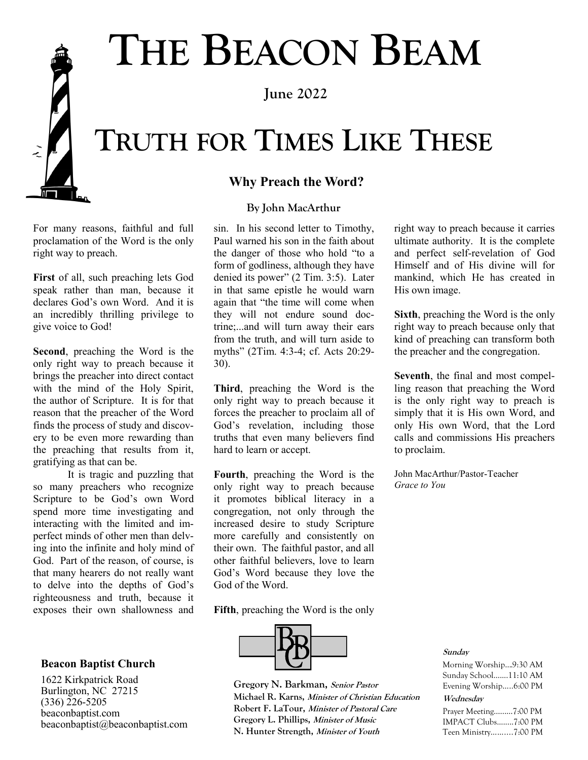# THE BEACON BEAM

June 2022

# TRUTH FOR TIMES LIKE THESE

## Why Preach the Word?

By John MacArthur

For many reasons, faithful and full proclamation of the Word is the only right way to preach.

**First** of all, such preaching lets God speak rather than man, because it declares God's own Word. And it is an incredibly thrilling privilege to give voice to God!

**Second**, preaching the Word is the only right way to preach because it brings the preacher into direct contact with the mind of the Holy Spirit, the author of Scripture. It is for that reason that the preacher of the Word finds the process of study and discovery to be even more rewarding than the preaching that results from it, gratifying as that can be.

It is tragic and puzzling that so many preachers who recognize Scripture to be God's own Word spend more time investigating and interacting with the limited and imperfect minds of other men than delving into the infinite and holy mind of God. Part of the reason, of course, is that many hearers do not really want to delve into the depths of God's righteousness and truth, because it exposes their own shallowness and sin. In his second letter to Timothy, Paul warned his son in the faith about the danger of those who hold "to a form of godliness, although they have denied its power" (2 Tim. 3:5). Later in that same epistle he would warn again that "the time will come when they will not endure sound doctrine;...and will turn away their ears from the truth, and will turn aside to myths" (2Tim. 4:3-4; cf. Acts 20:29-30).

**Third**, preaching the Word is the only right way to preach because it forces the preacher to proclaim all of God's revelation, including those truths that even many believers find hard to learn or accept.

**Fourth**, preaching the Word is the only right way to preach because it promotes biblical literacy in a congregation, not only through the increased desire to study Scripture more carefully and consistently on their own. The faithful pastor, and all other faithful believers, love to learn God's Word because they love the God of the Word.

**Fifth**, preaching the Word is the only right way to preach because it carries ultimate authority. It is the complete and perfect self-revelation of God Himself and of His divine will for mankind, which He has created in His own image.

**Sixth**, preaching the Word is the only right way to preach because only that kind of preaching can transform both the preacher and the congregation.

**Seventh**, the final and most compelling reason that preaching the Word is the only right way to preach is simply that it is His own Word, and only His own Word, that the Lord calls and commissions His preachers to proclaim.

John MacArthur/Pastor-Teacher
*Grace to You*

**Beacon Baptist Church**

1622 Kirkpatrick Road
Burlington, NC 27215
(336) 226-5205
beaconbaptist.com
beaconbaptist@beaconbaptist.com

**Gregory N. Barkman,** *Senior Pastor*
**Michael R. Karns,** *Minister of Christian Education*
**Robert F. LaTour,** *Minister of Pastoral Care*
**Gregory L. Phillips,** *Minister of Music*
**N. Hunter Strength,** *Minister of Youth*

***Sunday***

Morning Worship....9:30 AM
Sunday School.......11:10 AM
Evening Worship.....6:00 PM

***Wednesday***

Prayer Meeting.........7:00 PM
IMPACT Clubs........7:00 PM
Teen Ministry..........7:00 PM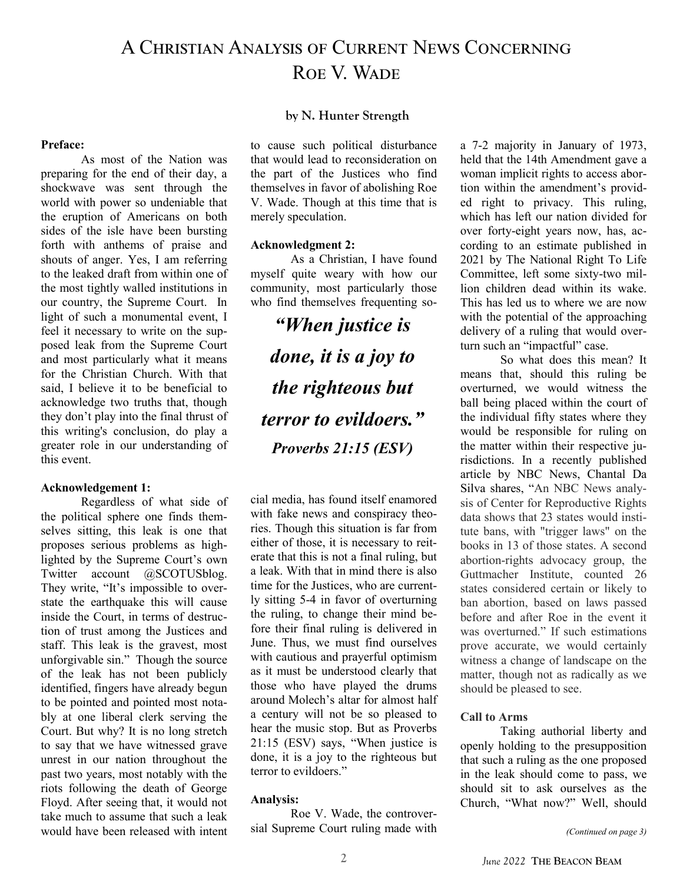# A Christian Analysis of Current News Concerning Roe v. Wade

**by N. Hunter Strength**

**Preface:**

As most of the Nation was preparing for the end of their day, a shockwave was sent through the world with power so undeniable that the eruption of Americans on both sides of the isle have been bursting forth with anthems of praise and shouts of anger. Yes, I am referring to the leaked draft from within one of the most tightly walled institutions in our country, the Supreme Court. In light of such a monumental event, I feel it necessary to write on the supposed leak from the Supreme Court and most particularly what it means for the Christian Church. With that said, I believe it to be beneficial to acknowledge two truths that, though they don't play into the final thrust of this writing's conclusion, do play a greater role in our understanding of this event.

**Acknowledgement 1:**

Regardless of what side of the political sphere one finds themselves sitting, this leak is one that proposes serious problems as highlighted by the Supreme Court's own Twitter account @SCOTUSblog. They write, "It's impossible to overstate the earthquake this will cause inside the Court, in terms of destruction of trust among the Justices and staff. This leak is the gravest, most unforgivable sin." Though the source of the leak has not been publicly identified, fingers have already begun to be pointed and pointed most notably at one liberal clerk serving the Court. But why? It is no long stretch to say that we have witnessed grave unrest in our nation throughout the past two years, most notably with the riots following the death of George Floyd. After seeing that, it would not take much to assume that such a leak would have been released with intent to cause such political disturbance that would lead to reconsideration on the part of the Justices who find themselves in favor of abolishing Roe V. Wade. Though at this time that is merely speculation.

**Acknowledgment 2:**

As a Christian, I have found myself quite weary with how our community, most particularly those who find themselves frequenting social media, has found itself enamored with fake news and conspiracy theories. Though this situation is far from either of those, it is necessary to reiterate that this is not a final ruling, but a leak. With that in mind there is also time for the Justices, who are currently sitting 5-4 in favor of overturning the ruling, to change their mind before their final ruling is delivered in June. Thus, we must find ourselves with cautious and prayerful optimism as it must be understood clearly that those who have played the drums around Molech's altar for almost half a century will not be so pleased to hear the music stop. But as Proverbs 21:15 (ESV) says, "When justice is done, it is a joy to the righteous but terror to evildoers."

> ***"When justice is done, it is a joy to the righteous but terror to evildoers."***
> ***Proverbs 21:15 (ESV)***

**Analysis:**

Roe V. Wade, the controversial Supreme Court ruling made with a 7-2 majority in January of 1973, held that the 14th Amendment gave a woman implicit rights to access abortion within the amendment's provided right to privacy. This ruling, which has left our nation divided for over forty-eight years now, has, according to an estimate published in 2021 by The National Right To Life Committee, left some sixty-two million children dead within its wake. This has led us to where we are now with the potential of the approaching delivery of a ruling that would overturn such an "impactful" case.

So what does this mean? It means that, should this ruling be overturned, we would witness the ball being placed within the court of the individual fifty states where they would be responsible for ruling on the matter within their respective jurisdictions. In a recently published article by NBC News, Chantal Da Silva shares, "An NBC News analysis of Center for Reproductive Rights data shows that 23 states would institute bans, with "trigger laws" on the books in 13 of those states. A second abortion-rights advocacy group, the Guttmacher Institute, counted 26 states considered certain or likely to ban abortion, based on laws passed before and after Roe in the event it was overturned." If such estimations prove accurate, we would certainly witness a change of landscape on the matter, though not as radically as we should be pleased to see.

**Call to Arms**

Taking authorial liberty and openly holding to the presupposition that such a ruling as the one proposed in the leak should come to pass, we should sit to ask ourselves as the Church, "What now?" Well, should

*(Continued on page 3)*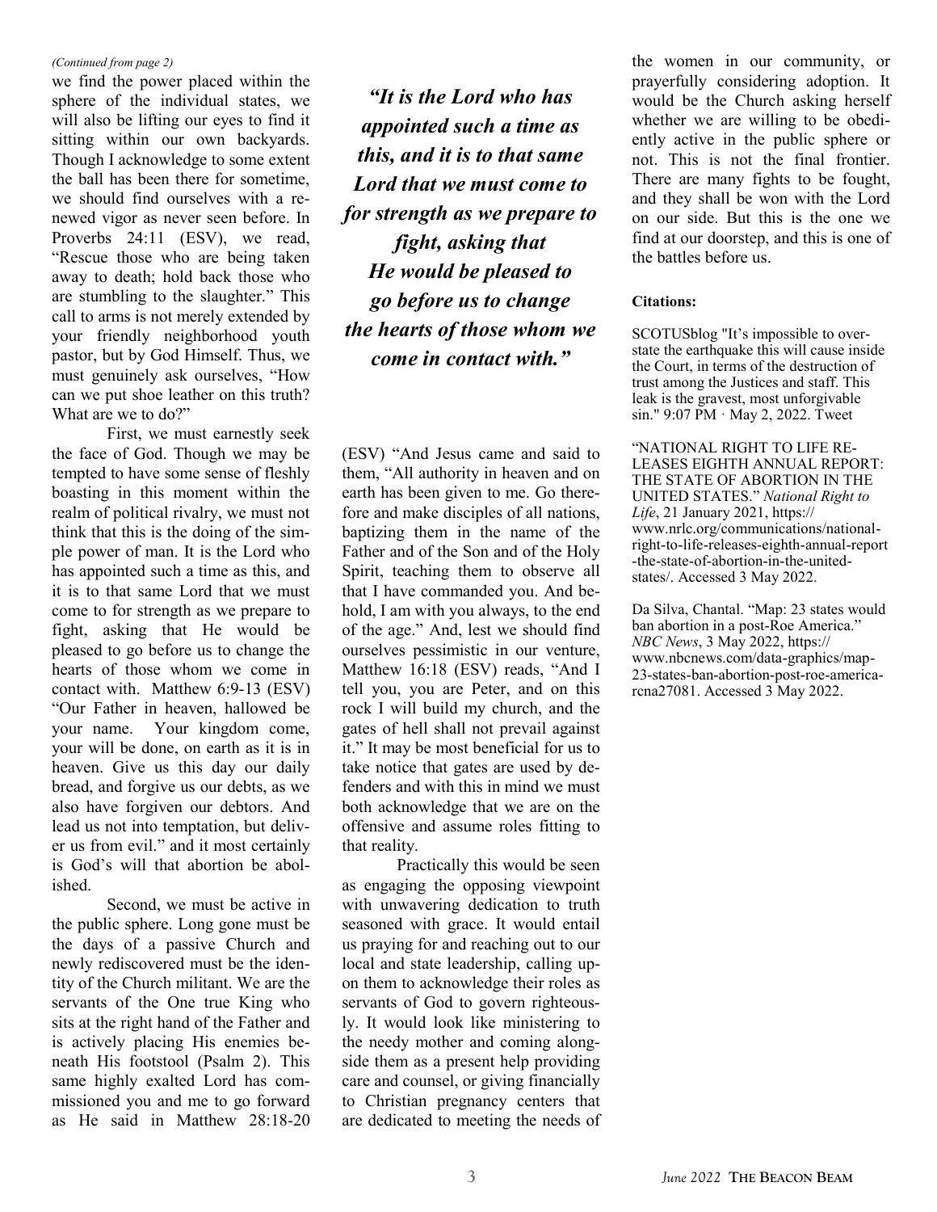*(Continued from page 2)*

we find the power placed within the sphere of the individual states, we will also be lifting our eyes to find it sitting within our own backyards. Though I acknowledge to some extent the ball has been there for sometime, we should find ourselves with a renewed vigor as never seen before. In Proverbs 24:11 (ESV), we read, "Rescue those who are being taken away to death; hold back those who are stumbling to the slaughter." This call to arms is not merely extended by your friendly neighborhood youth pastor, but by God Himself. Thus, we must genuinely ask ourselves, "How can we put shoe leather on this truth? What are we to do?"

First, we must earnestly seek the face of God. Though we may be tempted to have some sense of fleshly boasting in this moment within the realm of political rivalry, we must not think that this is the doing of the simple power of man. It is the Lord who has appointed such a time as this, and it is to that same Lord that we must come to for strength as we prepare to fight, asking that He would be pleased to go before us to change the hearts of those whom we come in contact with. Matthew 6:9-13 (ESV) "Our Father in heaven, hallowed be your name. Your kingdom come, your will be done, on earth as it is in heaven. Give us this day our daily bread, and forgive us our debts, as we also have forgiven our debtors. And lead us not into temptation, but deliver us from evil." and it most certainly is God's will that abortion be abolished.

Second, we must be active in the public sphere. Long gone must be the days of a passive Church and newly rediscovered must be the identity of the Church militant. We are the servants of the One true King who sits at the right hand of the Father and is actively placing His enemies beneath His footstool (Psalm 2). This same highly exalted Lord has commissioned you and me to go forward as He said in Matthew 28:18-20 (ESV) "And Jesus came and said to them, "All authority in heaven and on earth has been given to me. Go therefore and make disciples of all nations, baptizing them in the name of the Father and of the Son and of the Holy Spirit, teaching them to observe all that I have commanded you. And behold, I am with you always, to the end of the age." And, lest we should find ourselves pessimistic in our venture, Matthew 16:18 (ESV) reads, "And I tell you, you are Peter, and on this rock I will build my church, and the gates of hell shall not prevail against it." It may be most beneficial for us to take notice that gates are used by defenders and with this in mind we must both acknowledge that we are on the offensive and assume roles fitting to that reality.

***"It is the Lord who has appointed such a time as this, and it is to that same Lord that we must come to for strength as we prepare to fight, asking that He would be pleased to go before us to change the hearts of those whom we come in contact with."***

Practically this would be seen as engaging the opposing viewpoint with unwavering dedication to truth seasoned with grace. It would entail us praying for and reaching out to our local and state leadership, calling upon them to acknowledge their roles as servants of God to govern righteously. It would look like ministering to the needy mother and coming alongside them as a present help providing care and counsel, or giving financially to Christian pregnancy centers that are dedicated to meeting the needs of the women in our community, or prayerfully considering adoption. It would be the Church asking herself whether we are willing to be obediently active in the public sphere or not. This is not the final frontier. There are many fights to be fought, and they shall be won with the Lord on our side. But this is the one we find at our doorstep, and this is one of the battles before us.

**Citations:**

SCOTUSblog "It's impossible to overstate the earthquake this will cause inside the Court, in terms of the destruction of trust among the Justices and staff. This leak is the gravest, most unforgivable sin." 9:07 PM · May 2, 2022. Tweet

"NATIONAL RIGHT TO LIFE RELEASES EIGHTH ANNUAL REPORT: THE STATE OF ABORTION IN THE UNITED STATES." *National Right to Life*, 21 January 2021, https://www.nrlc.org/communications/national-right-to-life-releases-eighth-annual-report-the-state-of-abortion-in-the-united-states/. Accessed 3 May 2022.

Da Silva, Chantal. "Map: 23 states would ban abortion in a post-Roe America." *NBC News*, 3 May 2022, https://www.nbcnews.com/data-graphics/map-23-states-ban-abortion-post-roe-america-rcna27081. Accessed 3 May 2022.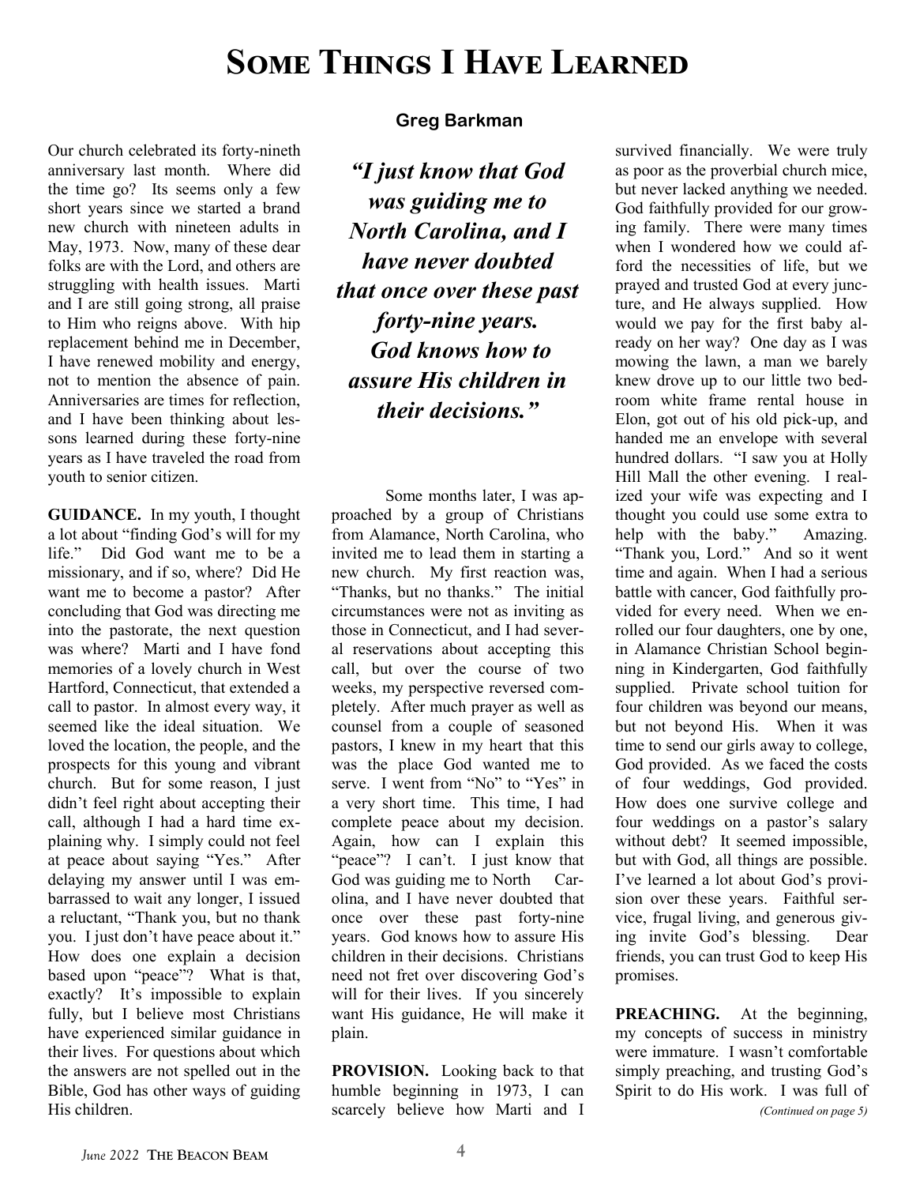# Some Things I Have Learned

**Greg Barkman**

Our church celebrated its forty-nineth anniversary last month. Where did the time go? Its seems only a few short years since we started a brand new church with nineteen adults in May, 1973. Now, many of these dear folks are with the Lord, and others are struggling with health issues. Marti and I are still going strong, all praise to Him who reigns above. With hip replacement behind me in December, I have renewed mobility and energy, not to mention the absence of pain. Anniversaries are times for reflection, and I have been thinking about lessons learned during these forty-nine years as I have traveled the road from youth to senior citizen.

**GUIDANCE.** In my youth, I thought a lot about "finding God's will for my life." Did God want me to be a missionary, and if so, where? Did He want me to become a pastor? After concluding that God was directing me into the pastorate, the next question was where? Marti and I have fond memories of a lovely church in West Hartford, Connecticut, that extended a call to pastor. In almost every way, it seemed like the ideal situation. We loved the location, the people, and the prospects for this young and vibrant church. But for some reason, I just didn't feel right about accepting their call, although I had a hard time explaining why. I simply could not feel at peace about saying "Yes." After delaying my answer until I was embarrassed to wait any longer, I issued a reluctant, "Thank you, but no thank you. I just don't have peace about it." How does one explain a decision based upon "peace"? What is that, exactly? It's impossible to explain fully, but I believe most Christians have experienced similar guidance in their lives. For questions about which the answers are not spelled out in the Bible, God has other ways of guiding His children.

> ***"I just know that God was guiding me to North Carolina, and I have never doubted that once over these past forty-nine years. God knows how to assure His children in their decisions."***

Some months later, I was approached by a group of Christians from Alamance, North Carolina, who invited me to lead them in starting a new church. My first reaction was, "Thanks, but no thanks." The initial circumstances were not as inviting as those in Connecticut, and I had several reservations about accepting this call, but over the course of two weeks, my perspective reversed completely. After much prayer as well as counsel from a couple of seasoned pastors, I knew in my heart that this was the place God wanted me to serve. I went from "No" to "Yes" in a very short time. This time, I had complete peace about my decision. Again, how can I explain this "peace"? I can't. I just know that God was guiding me to North Carolina, and I have never doubted that once over these past forty-nine years. God knows how to assure His children in their decisions. Christians need not fret over discovering God's will for their lives. If you sincerely want His guidance, He will make it plain.

**PROVISION.** Looking back to that humble beginning in 1973, I can scarcely believe how Marti and I survived financially. We were truly as poor as the proverbial church mice, but never lacked anything we needed. God faithfully provided for our growing family. There were many times when I wondered how we could afford the necessities of life, but we prayed and trusted God at every juncture, and He always supplied. How would we pay for the first baby already on her way? One day as I was mowing the lawn, a man we barely knew drove up to our little two bedroom white frame rental house in Elon, got out of his old pick-up, and handed me an envelope with several hundred dollars. "I saw you at Holly Hill Mall the other evening. I realized your wife was expecting and I thought you could use some extra to help with the baby." Amazing. "Thank you, Lord." And so it went time and again. When I had a serious battle with cancer, God faithfully provided for every need. When we enrolled our four daughters, one by one, in Alamance Christian School beginning in Kindergarten, God faithfully supplied. Private school tuition for four children was beyond our means, but not beyond His. When it was time to send our girls away to college, God provided. As we faced the costs of four weddings, God provided. How does one survive college and four weddings on a pastor's salary without debt? It seemed impossible, but with God, all things are possible. I've learned a lot about God's provision over these years. Faithful service, frugal living, and generous giving invite God's blessing. Dear friends, you can trust God to keep His promises.

**PREACHING.** At the beginning, my concepts of success in ministry were immature. I wasn't comfortable simply preaching, and trusting God's Spirit to do His work. I was full of

*(Continued on page 5)*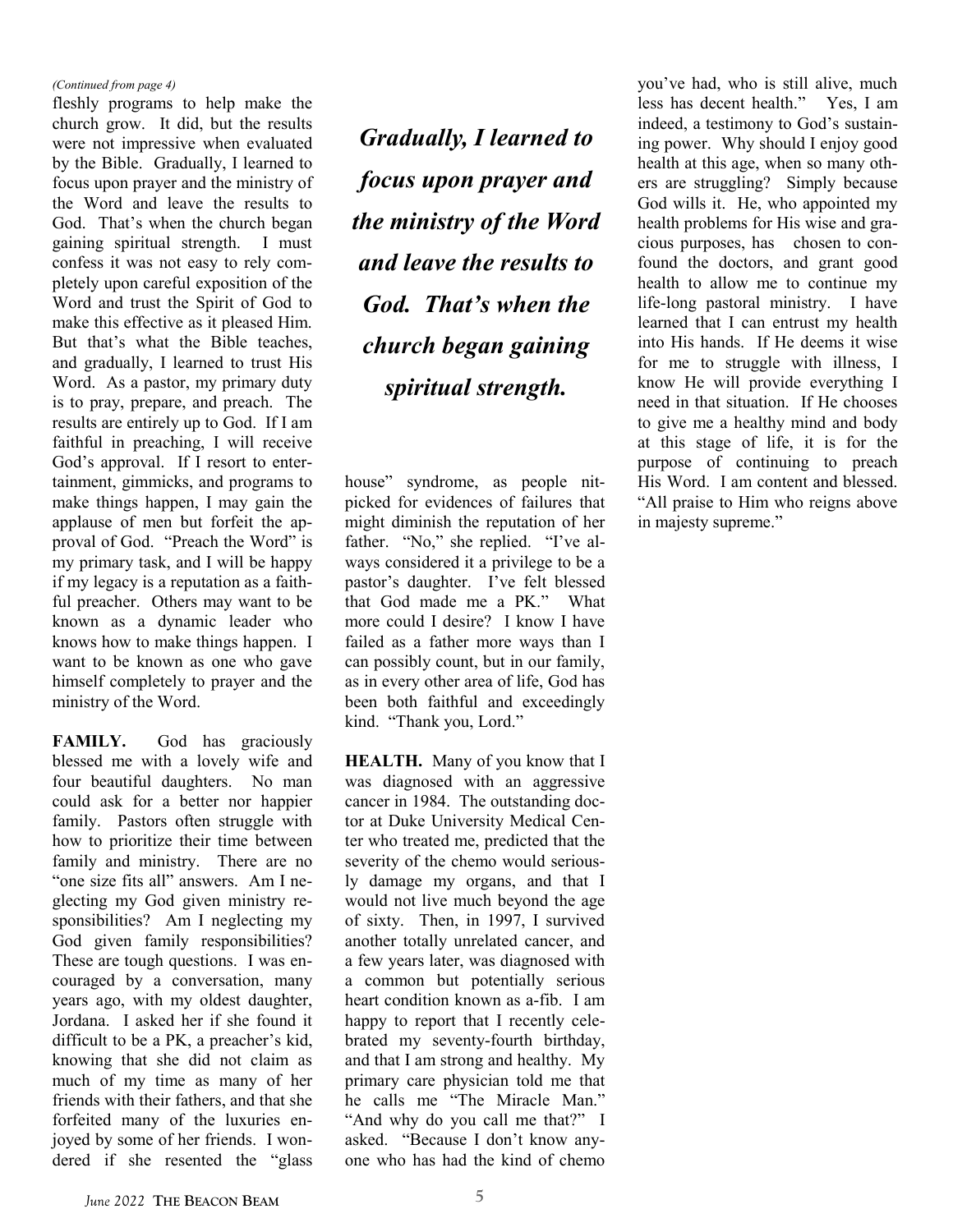*(Continued from page 4)*

fleshly programs to help make the church grow. It did, but the results were not impressive when evaluated by the Bible. Gradually, I learned to focus upon prayer and the ministry of the Word and leave the results to God. That's when the church began gaining spiritual strength. I must confess it was not easy to rely completely upon careful exposition of the Word and trust the Spirit of God to make this effective as it pleased Him. But that's what the Bible teaches, and gradually, I learned to trust His Word. As a pastor, my primary duty is to pray, prepare, and preach. The results are entirely up to God. If I am faithful in preaching, I will receive God's approval. If I resort to entertainment, gimmicks, and programs to make things happen, I may gain the applause of men but forfeit the approval of God. "Preach the Word" is my primary task, and I will be happy if my legacy is a reputation as a faithful preacher. Others may want to be known as a dynamic leader who knows how to make things happen. I want to be known as one who gave himself completely to prayer and the ministry of the Word.

***Gradually, I learned to focus upon prayer and the ministry of the Word and leave the results to God. That's when the church began gaining spiritual strength.***

**FAMILY.** God has graciously blessed me with a lovely wife and four beautiful daughters. No man could ask for a better nor happier family. Pastors often struggle with how to prioritize their time between family and ministry. There are no "one size fits all" answers. Am I neglecting my God given ministry responsibilities? Am I neglecting my God given family responsibilities? These are tough questions. I was encouraged by a conversation, many years ago, with my oldest daughter, Jordana. I asked her if she found it difficult to be a PK, a preacher's kid, knowing that she did not claim as much of my time as many of her friends with their fathers, and that she forfeited many of the luxuries enjoyed by some of her friends. I wondered if she resented the "glass house" syndrome, as people nitpicked for evidences of failures that might diminish the reputation of her father. "No," she replied. "I've always considered it a privilege to be a pastor's daughter. I've felt blessed that God made me a PK." What more could I desire? I know I have failed as a father more ways than I can possibly count, but in our family, as in every other area of life, God has been both faithful and exceedingly kind. "Thank you, Lord."

**HEALTH.** Many of you know that I was diagnosed with an aggressive cancer in 1984. The outstanding doctor at Duke University Medical Center who treated me, predicted that the severity of the chemo would seriously damage my organs, and that I would not live much beyond the age of sixty. Then, in 1997, I survived another totally unrelated cancer, and a few years later, was diagnosed with a common but potentially serious heart condition known as a-fib. I am happy to report that I recently celebrated my seventy-fourth birthday, and that I am strong and healthy. My primary care physician told me that he calls me "The Miracle Man." "And why do you call me that?" I asked. "Because I don't know anyone who has had the kind of chemo you've had, who is still alive, much less has decent health." Yes, I am indeed, a testimony to God's sustaining power. Why should I enjoy good health at this age, when so many others are struggling? Simply because God wills it. He, who appointed my health problems for His wise and gracious purposes, has chosen to confound the doctors, and grant good health to allow me to continue my life-long pastoral ministry. I have learned that I can entrust my health into His hands. If He deems it wise for me to struggle with illness, I know He will provide everything I need in that situation. If He chooses to give me a healthy mind and body at this stage of life, it is for the purpose of continuing to preach His Word. I am content and blessed. "All praise to Him who reigns above in majesty supreme."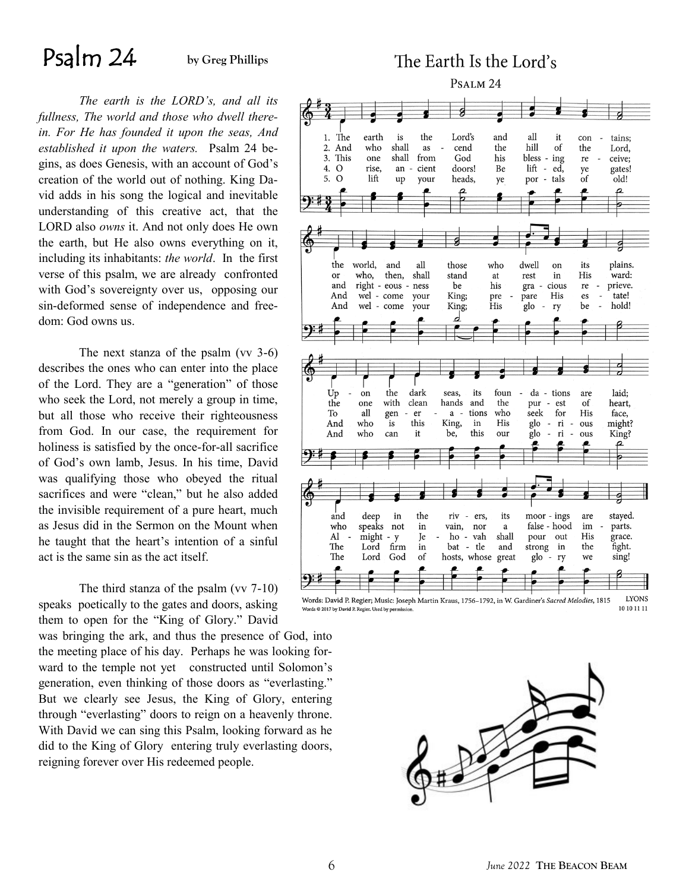# Psalm 24

**by Greg Phillips**

*The earth is the LORD's, and all its fullness, The world and those who dwell therein. For He has founded it upon the seas, And established it upon the waters.* Psalm 24 begins, as does Genesis, with an account of God's creation of the world out of nothing. King David adds in his song the logical and inevitable understanding of this creative act, that the LORD also *owns* it. And not only does He own the earth, but He also owns everything on it, including its inhabitants: *the world*. In the first verse of this psalm, we are already confronted with God's sovereignty over us, opposing our sin-deformed sense of independence and freedom: God owns us.

The next stanza of the psalm (vv 3-6) describes the ones who can enter into the place of the Lord. They are a "generation" of those who seek the Lord, not merely a group in time, but all those who receive their righteousness from God. In our case, the requirement for holiness is satisfied by the once-for-all sacrifice of God's own lamb, Jesus. In his time, David was qualifying those who obeyed the ritual sacrifices and were "clean," but he also added the invisible requirement of a pure heart, much as Jesus did in the Sermon on the Mount when he taught that the heart's intention of a sinful act is the same sin as the act itself.

The third stanza of the psalm (vv 7-10) speaks poetically to the gates and doors, asking them to open for the "King of Glory." David was bringing the ark, and thus the presence of God, into the meeting place of his day. Perhaps he was looking forward to the temple not yet constructed until Solomon's generation, even thinking of those doors as "everlasting." But we clearly see Jesus, the King of Glory, entering through "everlasting" doors to reign on a heavenly throne. With David we can sing this Psalm, looking forward as he did to the King of Glory entering truly everlasting doors, reigning forever over His redeemed people.

## The Earth Is the Lord's

PSALM 24

1. The earth is the Lord's and all it contains; the world, and all those who dwell on its plains. Upon the dark seas, its foundations are laid; and deep in the rivers, its moorings are stayed.
2. And who shall ascend the hill of the Lord, or who, then, shall stand at rest in His ward: the one with clean hands and the purest of heart, who speaks not in vain, nor a falsehood imparts.
3. This one shall from God his blessing receive; and righteousness be his gracious reprieve. To all generations who seek for His face, Almighty Jehovah shall pour out His grace.
4. O rise, ancient doors! Be lifted, ye gates! And welcome your King; prepare His estate! And who is this King, in His glorious might? The Lord firm in battle and strong in the fight.
5. O lift up your heads, ye portals of old! And welcome your King; His glory behold! And who can it be, this our glorious King? The Lord God of hosts, whose great glory we sing!

Words: David P. Regier; Music: Joseph Martin Kraus, 1756–1792, in W. Gardiner's *Sacred Melodies*, 1815
Words © 2017 by David P. Regier. Used by permission.

LYONS
10 10 11 11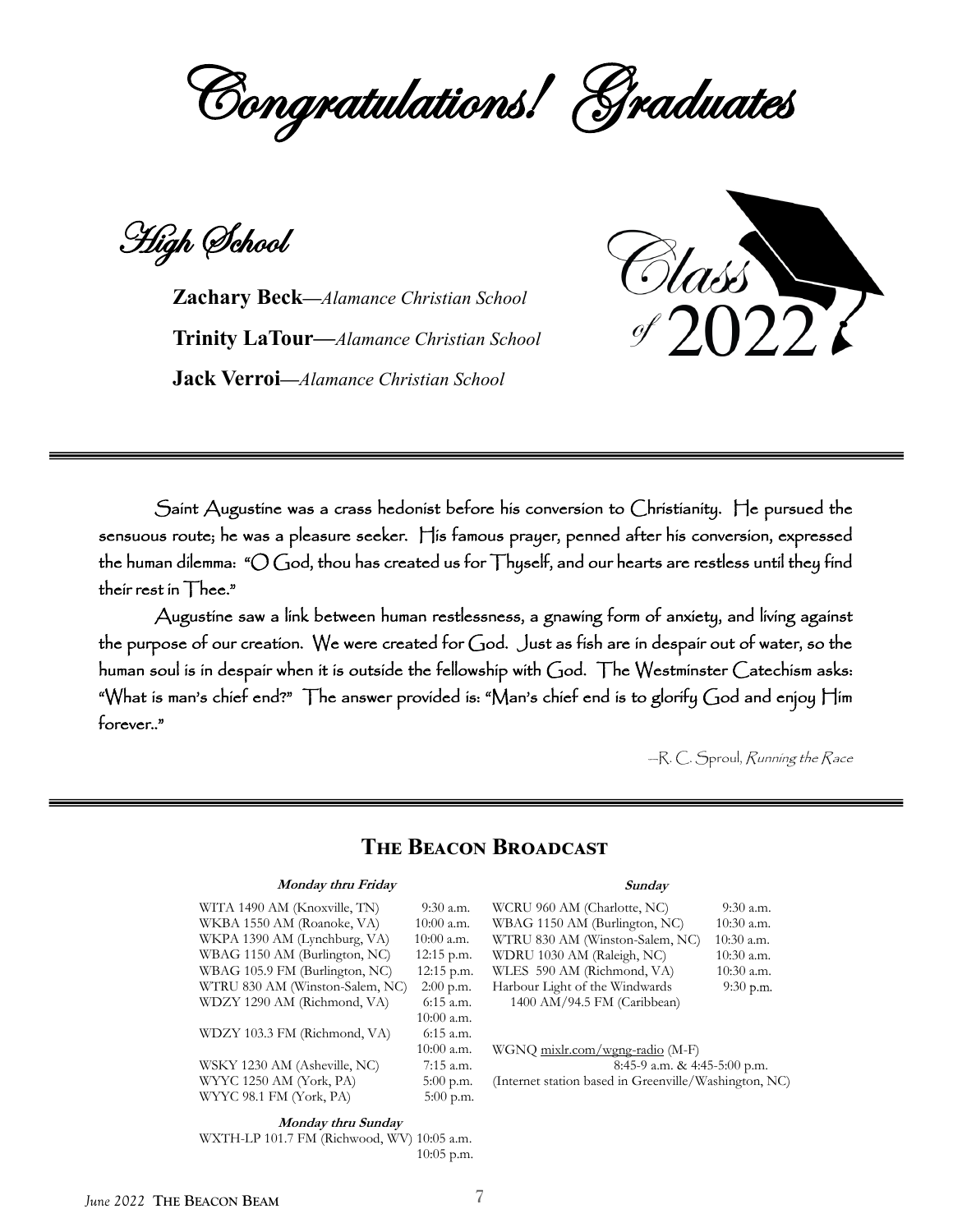# Congratulations! Graduates

## High School

**Zachary Beck**—*Alamance Christian School*

**Trinity LaTour**—*Alamance Christian School*

**Jack Verroi**—*Alamance Christian School*

Class of 2022

---

Saint Augustine was a crass hedonist before his conversion to Christianity. He pursued the sensuous route; he was a pleasure seeker. His famous prayer, penned after his conversion, expressed the human dilemma: "O God, thou has created us for Thyself, and our hearts are restless until they find their rest in Thee."

Augustine saw a link between human restlessness, a gnawing form of anxiety, and living against the purpose of our creation. We were created for God. Just as fish are in despair out of water, so the human soul is in despair when it is outside the fellowship with God. The Westminster Catechism asks: "What is man's chief end?" The answer provided is: "Man's chief end is to glorify God and enjoy Him forever.."

—R. C. Sproul, *Running the Race*

---

## The Beacon Broadcast

**Monday thru Friday**

| Station | Time |
| --- | --- |
| WITA 1490 AM (Knoxville, TN) | 9:30 a.m. |
| WKBA 1550 AM (Roanoke, VA) | 10:00 a.m. |
| WKPA 1390 AM (Lynchburg, VA) | 10:00 a.m. |
| WBAG 1150 AM (Burlington, NC) | 12:15 p.m. |
| WBAG 105.9 FM (Burlington, NC) | 12:15 p.m. |
| WTRU 830 AM (Winston-Salem, NC) | 2:00 p.m. |
| WDZY 1290 AM (Richmond, VA) | 6:15 a.m.<br>10:00 a.m. |
| WDZY 103.3 FM (Richmond, VA) | 6:15 a.m.<br>10:00 a.m. |
| WSKY 1230 AM (Asheville, NC) | 7:15 a.m. |
| WYYC 1250 AM (York, PA) | 5:00 p.m. |
| WYYC 98.1 FM (York, PA) | 5:00 p.m. |

**Monday thru Sunday**

| Station | Time |
| --- | --- |
| WXTH-LP 101.7 FM (Richwood, WV) | 10:05 a.m.<br>10:05 p.m. |

**Sunday**

| Station | Time |
| --- | --- |
| WCRU 960 AM (Charlotte, NC) | 9:30 a.m. |
| WBAG 1150 AM (Burlington, NC) | 10:30 a.m. |
| WTRU 830 AM (Winston-Salem, NC) | 10:30 a.m. |
| WDRU 1030 AM (Raleigh, NC) | 10:30 a.m. |
| WLES 590 AM (Richmond, VA) | 10:30 a.m. |
| Harbour Light of the Windwards 1400 AM/94.5 FM (Caribbean) | 9:30 p.m. |

WGNQ mixlr.com/wgnq-radio (M-F)
8:45-9 a.m. & 4:45-5:00 p.m.
(Internet station based in Greenville/Washington, NC)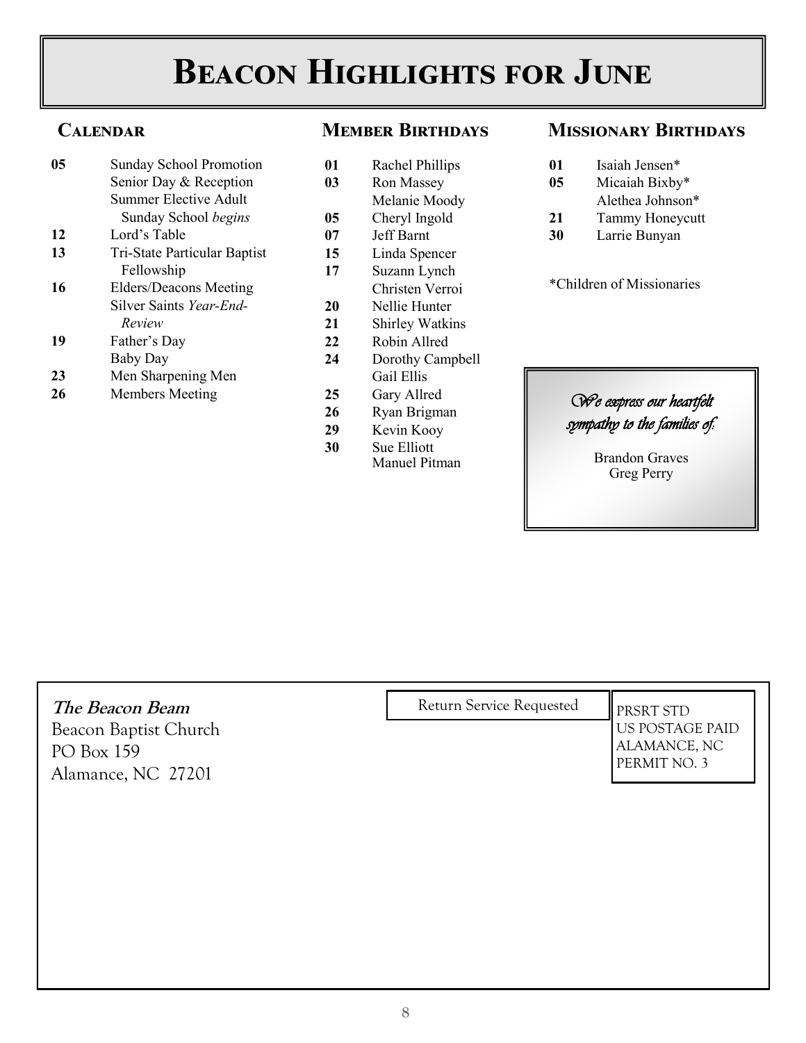# Beacon Highlights for June

## Calendar

| | |
|---|---|
| **05** | Sunday School Promotion |
| | Senior Day & Reception |
| | Summer Elective Adult Sunday School *begins* |
| **12** | Lord's Table |
| **13** | Tri-State Particular Baptist Fellowship |
| **16** | Elders/Deacons Meeting |
| | Silver Saints *Year-End-Review* |
| **19** | Father's Day |
| | Baby Day |
| **23** | Men Sharpening Men |
| **26** | Members Meeting |

## Member Birthdays

| | |
|---|---|
| **01** | Rachel Phillips |
| **03** | Ron Massey |
| | Melanie Moody |
| **05** | Cheryl Ingold |
| **07** | Jeff Barnt |
| **15** | Linda Spencer |
| **17** | Suzann Lynch |
| | Christen Verroi |
| **20** | Nellie Hunter |
| **21** | Shirley Watkins |
| **22** | Robin Allred |
| **24** | Dorothy Campbell |
| | Gail Ellis |
| **25** | Gary Allred |
| **26** | Ryan Brigman |
| **29** | Kevin Kooy |
| **30** | Sue Elliott |
| | Manuel Pitman |

## Missionary Birthdays

| | |
|---|---|
| **01** | Isaiah Jensen* |
| **05** | Micaiah Bixby* |
| | Alethea Johnson* |
| **21** | Tammy Honeycutt |
| **30** | Larrie Bunyan |

*Children of Missionaries

*We express our heartfelt sympathy to the families of:*

Brandon Graves
Greg Perry

***The Beacon Beam***
Beacon Baptist Church
PO Box 159
Alamance, NC 27201

Return Service Requested

PRSRT STD
US POSTAGE PAID
ALAMANCE, NC
PERMIT NO. 3